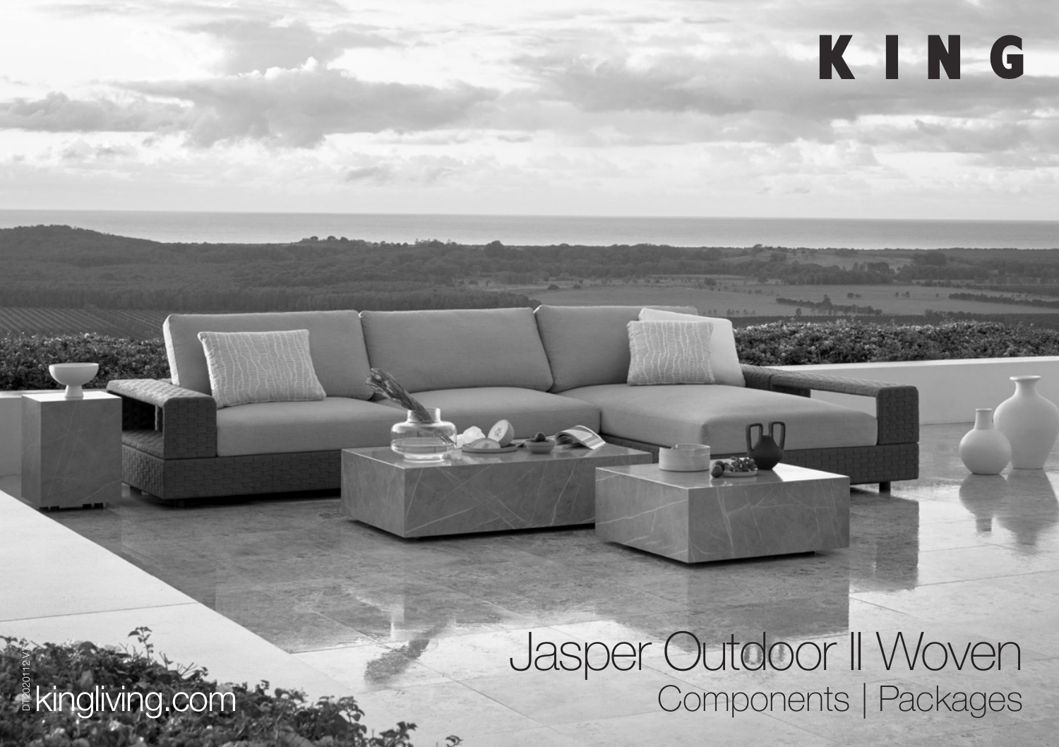KING

# Jasper Outdoor II Woven

## Components | Packages

kingliving.com

DT2020112.V7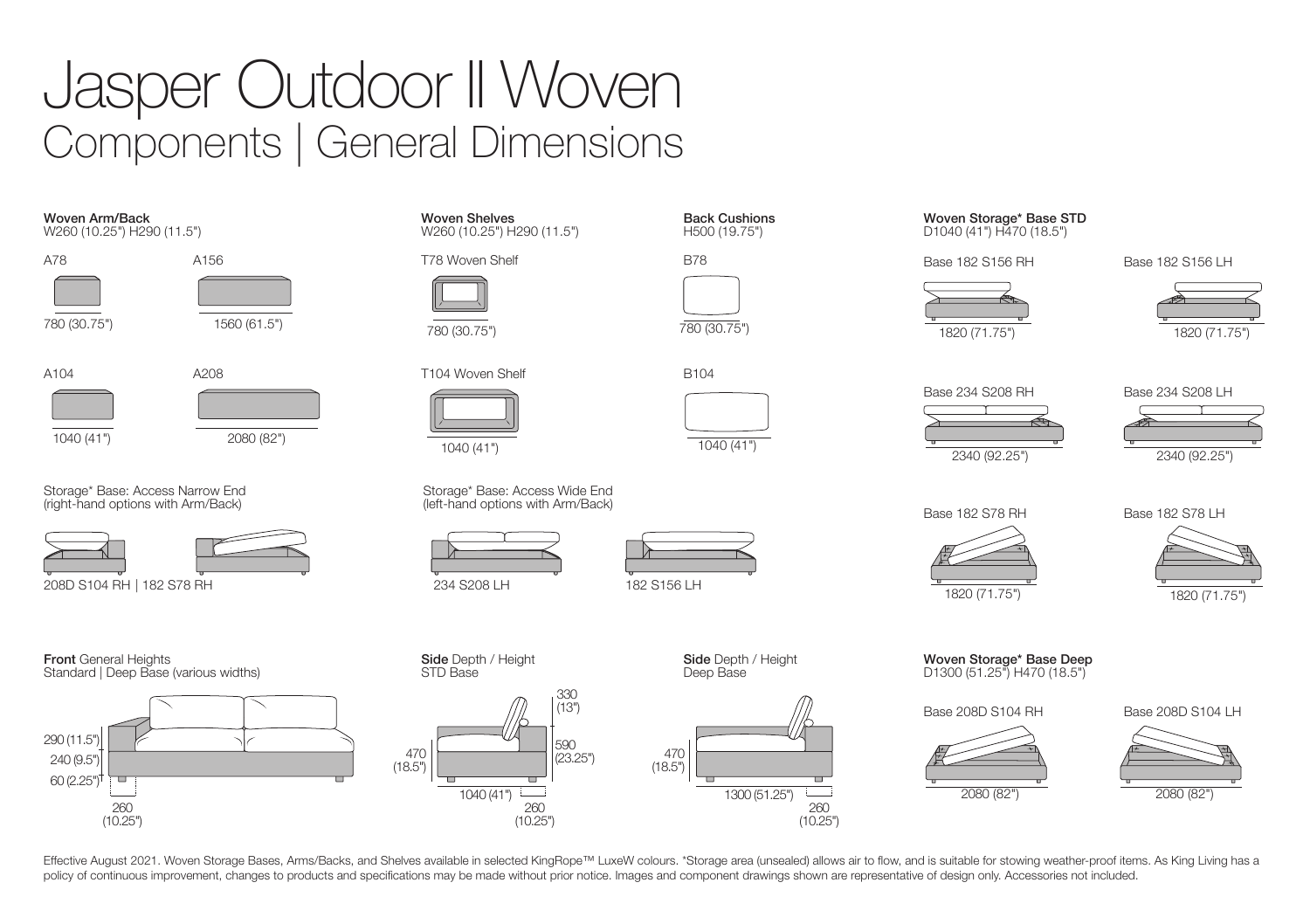# Jasper Outdoor II Woven

## Components | General Dimensions

**Woven Arm/Back**
W260 (10.25") H290 (11.5")

A78
780 (30.75")

A156
1560 (61.5")

A104
1040 (41")

A208
2080 (82")

Storage* Base: Access Narrow End
(right-hand options with Arm/Back)

208D S104 RH | 182 S78 RH

**Woven Shelves**
W260 (10.25") H290 (11.5")

T78 Woven Shelf
780 (30.75")

T104 Woven Shelf
1040 (41")

Storage* Base: Access Wide End
(left-hand options with Arm/Back)

234 S208 LH

182 S156 LH

**Back Cushions**
H500 (19.75")

B78
780 (30.75")

B104
1040 (41")

**Woven Storage* Base STD**
D1040 (41") H470 (18.5")

Base 182 S156 RH
1820 (71.75")

Base 182 S156 LH
1820 (71.75")

Base 234 S208 RH
2340 (92.25")

Base 234 S208 LH
2340 (92.25")

Base 182 S78 RH
1820 (71.75")

Base 182 S78 LH
1820 (71.75")

**Front** General Heights
Standard | Deep Base (various widths)

290 (11.5")
240 (9.5")
60 (2.25")
260 (10.25")

**Side** Depth / Height
STD Base

330 (13")
590 (23.25")
470 (18.5")
1040 (41")
260 (10.25")

**Side** Depth / Height
Deep Base

470 (18.5")
1300 (51.25")
260 (10.25")

**Woven Storage* Base Deep**
D1300 (51.25") H470 (18.5")

Base 208D S104 RH
2080 (82")

Base 208D S104 LH
2080 (82")

Effective August 2021. Woven Storage Bases, Arms/Backs, and Shelves available in selected KingRope™ LuxeW colours. *Storage area (unsealed) allows air to flow, and is suitable for stowing weather-proof items. As King Living has a policy of continuous improvement, changes to products and specifications may be made without prior notice. Images and component drawings shown are representative of design only. Accessories not included.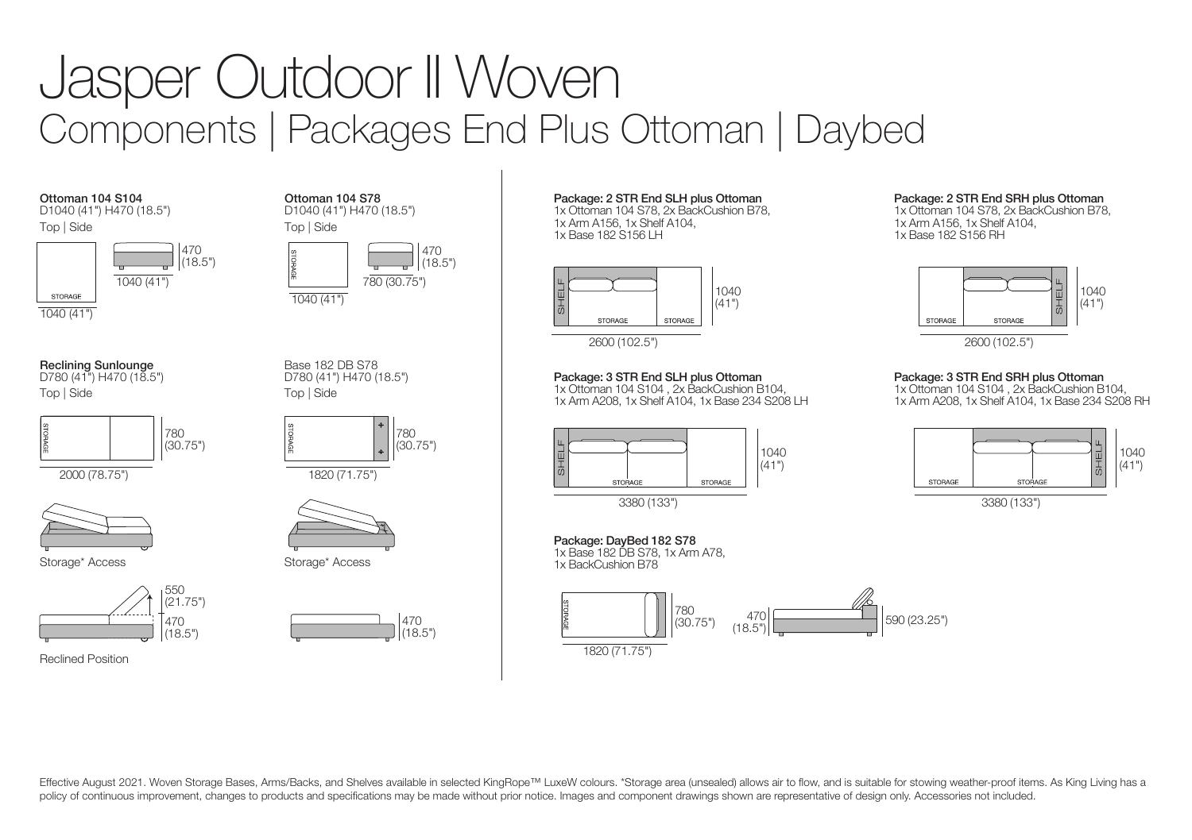# Jasper Outdoor II Woven

## Components | Packages End Plus Ottoman | Daybed

**Ottoman 104 S104**
D1040 (41") H470 (18.5")
Top | Side

STORAGE
1040 (41")
470 (18.5")
1040 (41")

**Ottoman 104 S78**
D1040 (41") H470 (18.5")
Top | Side

STORAGE
1040 (41")
470 (18.5")
780 (30.75")

**Reclining Sunlounge**
D780 (41") H470 (18.5")
Top | Side

STORAGE
780 (30.75")
2000 (78.75")

Storage* Access

550 (21.75")
470 (18.5")

Reclined Position

Base 182 DB S78
D780 (41") H470 (18.5")
Top | Side

STORAGE
780 (30.75")
1820 (71.75")

Storage* Access

470 (18.5")

**Package: 2 STR End SLH plus Ottoman**
1x Ottoman 104 S78, 2x BackCushion B78,
1x Arm A156, 1x Shelf A104,
1x Base 182 S156 LH

SHELF STORAGE STORAGE
1040 (41")
2600 (102.5")

**Package: 2 STR End SRH plus Ottoman**
1x Ottoman 104 S78, 2x BackCushion B78,
1x Arm A156, 1x Shelf A104,
1x Base 182 S156 RH

STORAGE STORAGE SHELF
1040 (41")
2600 (102.5")

**Package: 3 STR End SLH plus Ottoman**
1x Ottoman 104 S104 , 2x BackCushion B104,
1x Arm A208, 1x Shelf A104, 1x Base 234 S208 LH

SHELF STORAGE STORAGE
1040 (41")
3380 (133")

**Package: 3 STR End SRH plus Ottoman**
1x Ottoman 104 S104 , 2x BackCushion B104,
1x Arm A208, 1x Shelf A104, 1x Base 234 S208 RH

STORAGE STORAGE SHELF
1040 (41")
3380 (133")

**Package: DayBed 182 S78**
1x Base 182 DB S78, 1x Arm A78,
1x BackCushion B78

STORAGE
780 (30.75")
1820 (71.75")
470 (18.5")
590 (23.25")

Effective August 2021. Woven Storage Bases, Arms/Backs, and Shelves available in selected KingRope™ LuxeW colours. *Storage area (unsealed) allows air to flow, and is suitable for stowing weather-proof items. As King Living has a policy of continuous improvement, changes to products and specifications may be made without prior notice. Images and component drawings shown are representative of design only. Accessories not included.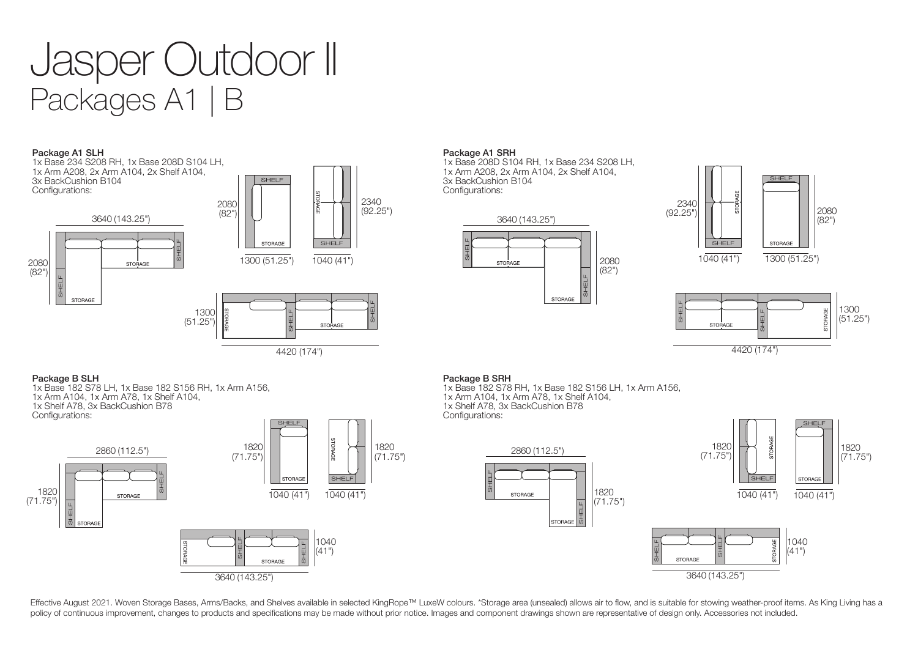# Jasper Outdoor II

## Packages A1 | B

**Package A1 SLH**
1x Base 234 S208 RH, 1x Base 208D S104 LH,
1x Arm A208, 2x Arm A104, 2x Shelf A104,
3x BackCushion B104
Configurations:

3640 (143.25")
2080 (82")
SHELF
STORAGE
SHELF
STORAGE

SHELF
STORAGE
2080 (82")
1300 (51.25")

STORAGE
SHELF
2340 (92.25")
1040 (41")

1300 (51.25")
STORAGE
SHELF
STORAGE
SHELF
4420 (174")

**Package A1 SRH**
1x Base 208D S104 RH, 1x Base 234 S208 LH,
1x Arm A208, 2x Arm A104, 2x Shelf A104,
3x BackCushion B104
Configurations:

3640 (143.25")
SHELF
STORAGE
STORAGE
SHELF
2080 (82")

2340 (92.25")
STORAGE
SHELF
1040 (41")

SHELF
STORAGE
2080 (82")
1300 (51.25")

SHELF
STORAGE
SHELF
STORAGE
1300 (51.25")
4420 (174")

**Package B SLH**
1x Base 182 S78 LH, 1x Base 182 S156 RH, 1x Arm A156,
1x Arm A104, 1x Arm A78, 1x Shelf A104,
1x Shelf A78, 3x BackCushion B78
Configurations:

2860 (112.5")
1820 (71.75")
SHELF
STORAGE
SHELF
STORAGE

SHELF
STORAGE
1820 (71.75")
1040 (41")

STORAGE
SHELF
1820 (71.75")
1040 (41")

STORAGE
SHELF
STORAGE
SHELF
1040 (41")
3640 (143.25")

**Package B SRH**
1x Base 182 S78 RH, 1x Base 182 S156 LH, 1x Arm A156,
1x Arm A104, 1x Arm A78, 1x Shelf A104,
1x Shelf A78, 3x BackCushion B78
Configurations:

2860 (112.5")
SHELF
STORAGE
STORAGE
SHELF
1820 (71.75")

1820 (71.75")
STORAGE
SHELF
1040 (41")

SHELF
STORAGE
1820 (71.75")
1040 (41")

SHELF
STORAGE
SHELF
STORAGE
1040 (41")
3640 (143.25")

Effective August 2021. Woven Storage Bases, Arms/Backs, and Shelves available in selected KingRope™ LuxeW colours. *Storage area (unsealed) allows air to flow, and is suitable for stowing weather-proof items. As King Living has a policy of continuous improvement, changes to products and specifications may be made without prior notice. Images and component drawings shown are representative of design only. Accessories not included.